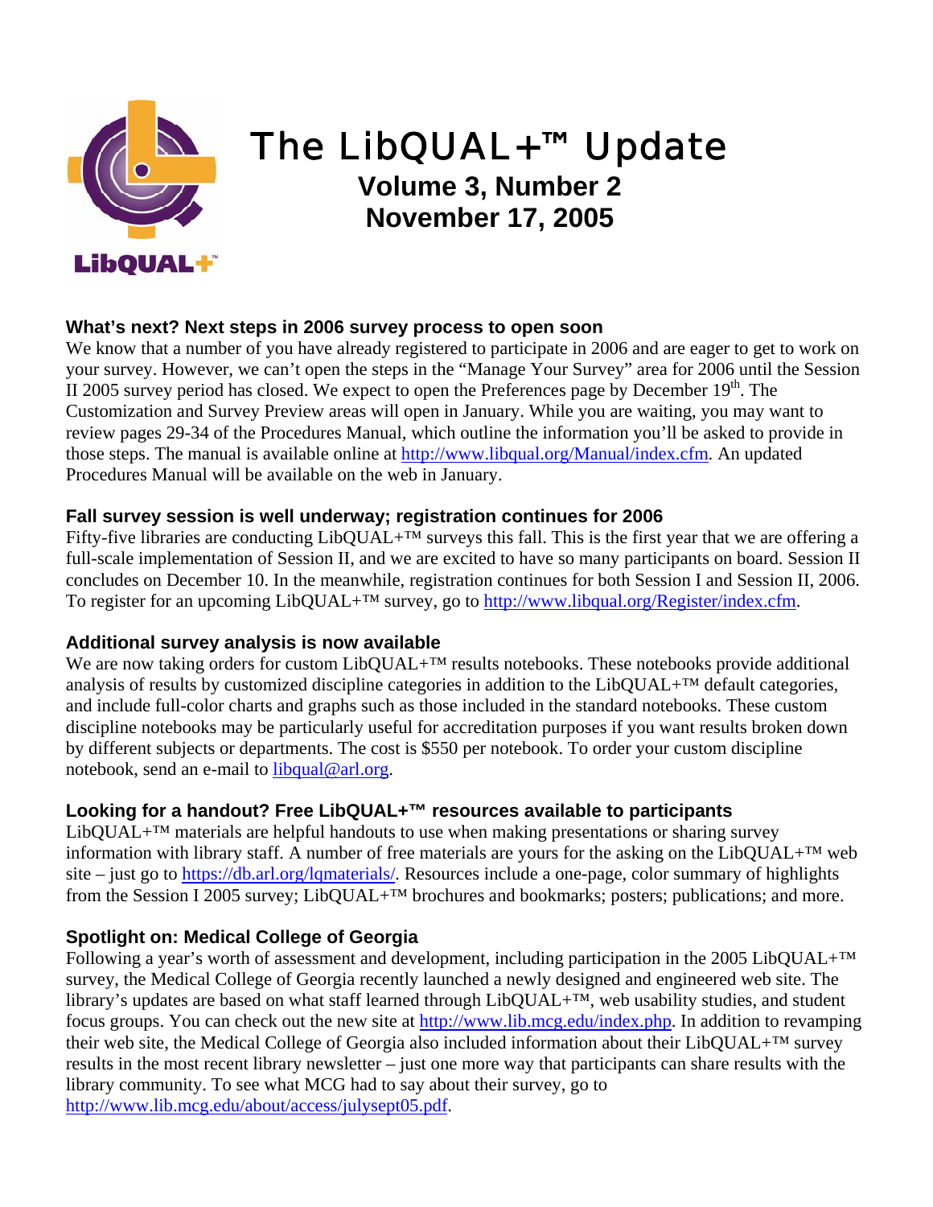# The LibQUAL+™ Update

**Volume 3, Number 2**
**November 17, 2005**

### What's next? Next steps in 2006 survey process to open soon

We know that a number of you have already registered to participate in 2006 and are eager to get to work on your survey. However, we can't open the steps in the "Manage Your Survey" area for 2006 until the Session II 2005 survey period has closed. We expect to open the Preferences page by December 19th. The Customization and Survey Preview areas will open in January. While you are waiting, you may want to review pages 29-34 of the Procedures Manual, which outline the information you'll be asked to provide in those steps. The manual is available online at http://www.libqual.org/Manual/index.cfm. An updated Procedures Manual will be available on the web in January.

### Fall survey session is well underway; registration continues for 2006

Fifty-five libraries are conducting LibQUAL+™ surveys this fall. This is the first year that we are offering a full-scale implementation of Session II, and we are excited to have so many participants on board. Session II concludes on December 10. In the meanwhile, registration continues for both Session I and Session II, 2006. To register for an upcoming LibQUAL+™ survey, go to http://www.libqual.org/Register/index.cfm.

### Additional survey analysis is now available

We are now taking orders for custom LibQUAL+™ results notebooks. These notebooks provide additional analysis of results by customized discipline categories in addition to the LibQUAL+™ default categories, and include full-color charts and graphs such as those included in the standard notebooks. These custom discipline notebooks may be particularly useful for accreditation purposes if you want results broken down by different subjects or departments. The cost is $550 per notebook. To order your custom discipline notebook, send an e-mail to libqual@arl.org.

### Looking for a handout? Free LibQUAL+™ resources available to participants

LibQUAL+™ materials are helpful handouts to use when making presentations or sharing survey information with library staff. A number of free materials are yours for the asking on the LibQUAL+™ web site – just go to https://db.arl.org/lqmaterials/. Resources include a one-page, color summary of highlights from the Session I 2005 survey; LibQUAL+™ brochures and bookmarks; posters; publications; and more.

### Spotlight on: Medical College of Georgia

Following a year's worth of assessment and development, including participation in the 2005 LibQUAL+™ survey, the Medical College of Georgia recently launched a newly designed and engineered web site. The library's updates are based on what staff learned through LibQUAL+™, web usability studies, and student focus groups. You can check out the new site at http://www.lib.mcg.edu/index.php. In addition to revamping their web site, the Medical College of Georgia also included information about their LibQUAL+™ survey results in the most recent library newsletter – just one more way that participants can share results with the library community. To see what MCG had to say about their survey, go to http://www.lib.mcg.edu/about/access/julysept05.pdf.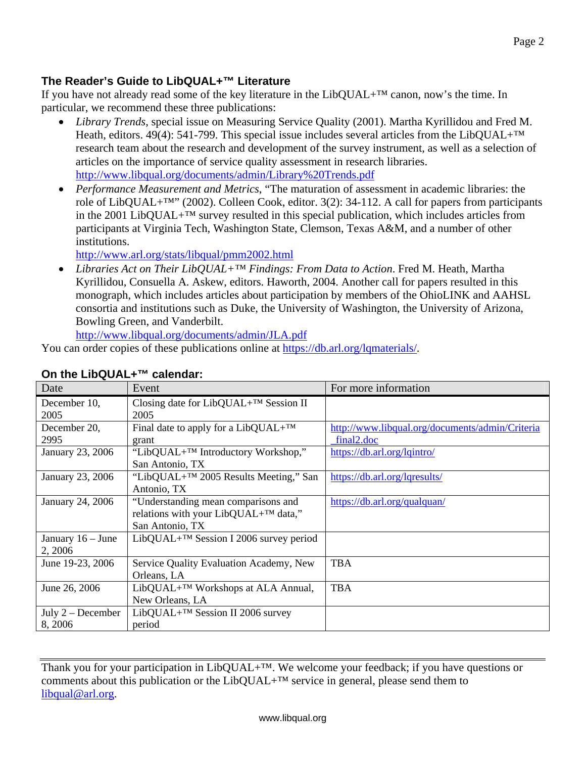## The Reader's Guide to LibQUAL+™ Literature

If you have not already read some of the key literature in the LibQUAL+™ canon, now's the time. In particular, we recommend these three publications:

- *Library Trends*, special issue on Measuring Service Quality (2001). Martha Kyrillidou and Fred M. Heath, editors. 49(4): 541-799. This special issue includes several articles from the LibQUAL+™ research team about the research and development of the survey instrument, as well as a selection of articles on the importance of service quality assessment in research libraries. http://www.libqual.org/documents/admin/Library%20Trends.pdf
- *Performance Measurement and Metrics*, "The maturation of assessment in academic libraries: the role of LibQUAL+™" (2002). Colleen Cook, editor. 3(2): 34-112. A call for papers from participants in the 2001 LibQUAL+™ survey resulted in this special publication, which includes articles from participants at Virginia Tech, Washington State, Clemson, Texas A&M, and a number of other institutions. http://www.arl.org/stats/libqual/pmm2002.html
- *Libraries Act on Their LibQUAL+™ Findings: From Data to Action*. Fred M. Heath, Martha Kyrillidou, Consuella A. Askew, editors. Haworth, 2004. Another call for papers resulted in this monograph, which includes articles about participation by members of the OhioLINK and AAHSL consortia and institutions such as Duke, the University of Washington, the University of Arizona, Bowling Green, and Vanderbilt. http://www.libqual.org/documents/admin/JLA.pdf

You can order copies of these publications online at https://db.arl.org/lqmaterials/.

## On the LibQUAL+™ calendar:

| Date | Event | For more information |
| --- | --- | --- |
| December 10, 2005 | Closing date for LibQUAL+™ Session II 2005 | |
| December 20, 2995 | Final date to apply for a LibQUAL+™ grant | http://www.libqual.org/documents/admin/Criteria_final2.doc |
| January 23, 2006 | "LibQUAL+™ Introductory Workshop," San Antonio, TX | https://db.arl.org/lqintro/ |
| January 23, 2006 | "LibQUAL+™ 2005 Results Meeting," San Antonio, TX | https://db.arl.org/lqresults/ |
| January 24, 2006 | "Understanding mean comparisons and relations with your LibQUAL+™ data," San Antonio, TX | https://db.arl.org/qualquan/ |
| January 16 – June 2, 2006 | LibQUAL+™ Session I 2006 survey period | |
| June 19-23, 2006 | Service Quality Evaluation Academy, New Orleans, LA | TBA |
| June 26, 2006 | LibQUAL+™ Workshops at ALA Annual, New Orleans, LA | TBA |
| July 2 – December 8, 2006 | LibQUAL+™ Session II 2006 survey period | |

---

Thank you for your participation in LibQUAL+™. We welcome your feedback; if you have questions or comments about this publication or the LibQUAL+™ service in general, please send them to libqual@arl.org.